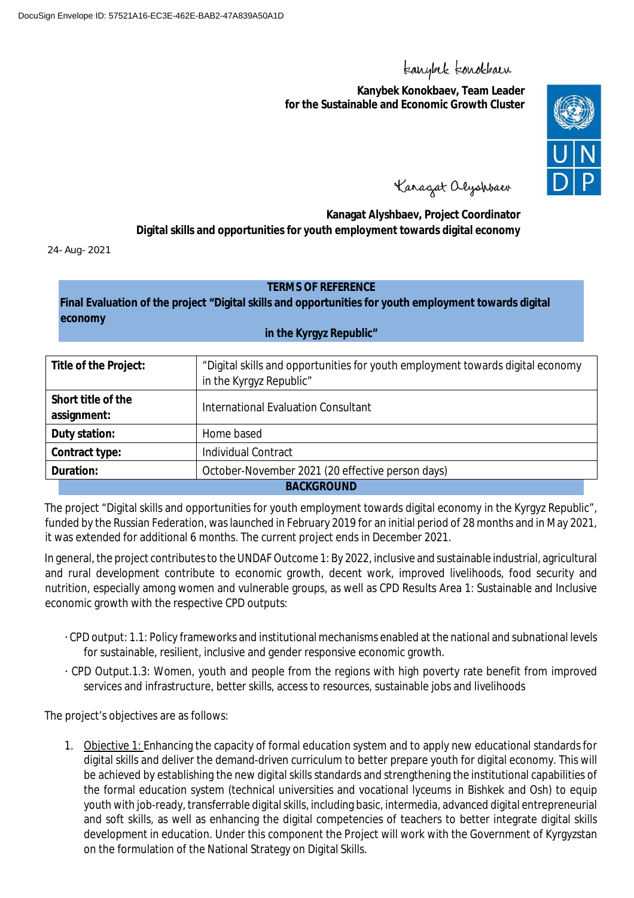DocuSign Envelope ID: 57521A16-EC3E-462E-BAB2-47A839A50A1D

Kanybek Konokbaev

**Kanybek Konokbaev, Team Leader**
**for the Sustainable and Economic Growth Cluster**

Kanagat Alyshbaev

**Kanagat Alyshbaev, Project Coordinator**
**Digital skills and opportunities for youth employment towards digital economy**

24- Aug- 2021

## TERMS OF REFERENCE

**Final Evaluation of the project "Digital skills and opportunities for youth employment towards digital economy in the Kyrgyz Republic"**

| **Title of the Project:** | "Digital skills and opportunities for youth employment towards digital economy in the Kyrgyz Republic" |
|---|---|
| **Short title of the assignment:** | International Evaluation Consultant |
| **Duty station:** | Home based |
| **Contract type:** | Individual Contract |
| **Duration:** | October-November 2021 (20 effective person days) |

## BACKGROUND

The project "Digital skills and opportunities for youth employment towards digital economy in the Kyrgyz Republic", funded by the Russian Federation, was launched in February 2019 for an initial period of 28 months and in May 2021, it was extended for additional 6 months. The current project ends in December 2021.

In general, the project contributes to the UNDAF Outcome 1: By 2022, inclusive and sustainable industrial, agricultural and rural development contribute to economic growth, decent work, improved livelihoods, food security and nutrition, especially among women and vulnerable groups, as well as CPD Results Area 1: Sustainable and Inclusive economic growth with the respective CPD outputs:

- CPD output: 1.1: Policy frameworks and institutional mechanisms enabled at the national and subnational levels for sustainable, resilient, inclusive and gender responsive economic growth.
- CPD Output.1.3: Women, youth and people from the regions with high poverty rate benefit from improved services and infrastructure, better skills, access to resources, sustainable jobs and livelihoods

The project's objectives are as follows:

1. Objective 1: Enhancing the capacity of formal education system and to apply new educational standards for digital skills and deliver the demand-driven curriculum to better prepare youth for digital economy. This will be achieved by establishing the new digital skills standards and strengthening the institutional capabilities of the formal education system (technical universities and vocational lyceums in Bishkek and Osh) to equip youth with job-ready, transferrable digital skills, including basic, intermedia, advanced digital entrepreneurial and soft skills, as well as enhancing the digital competencies of teachers to better integrate digital skills development in education. Under this component the Project will work with the Government of Kyrgyzstan on the formulation of the National Strategy on Digital Skills.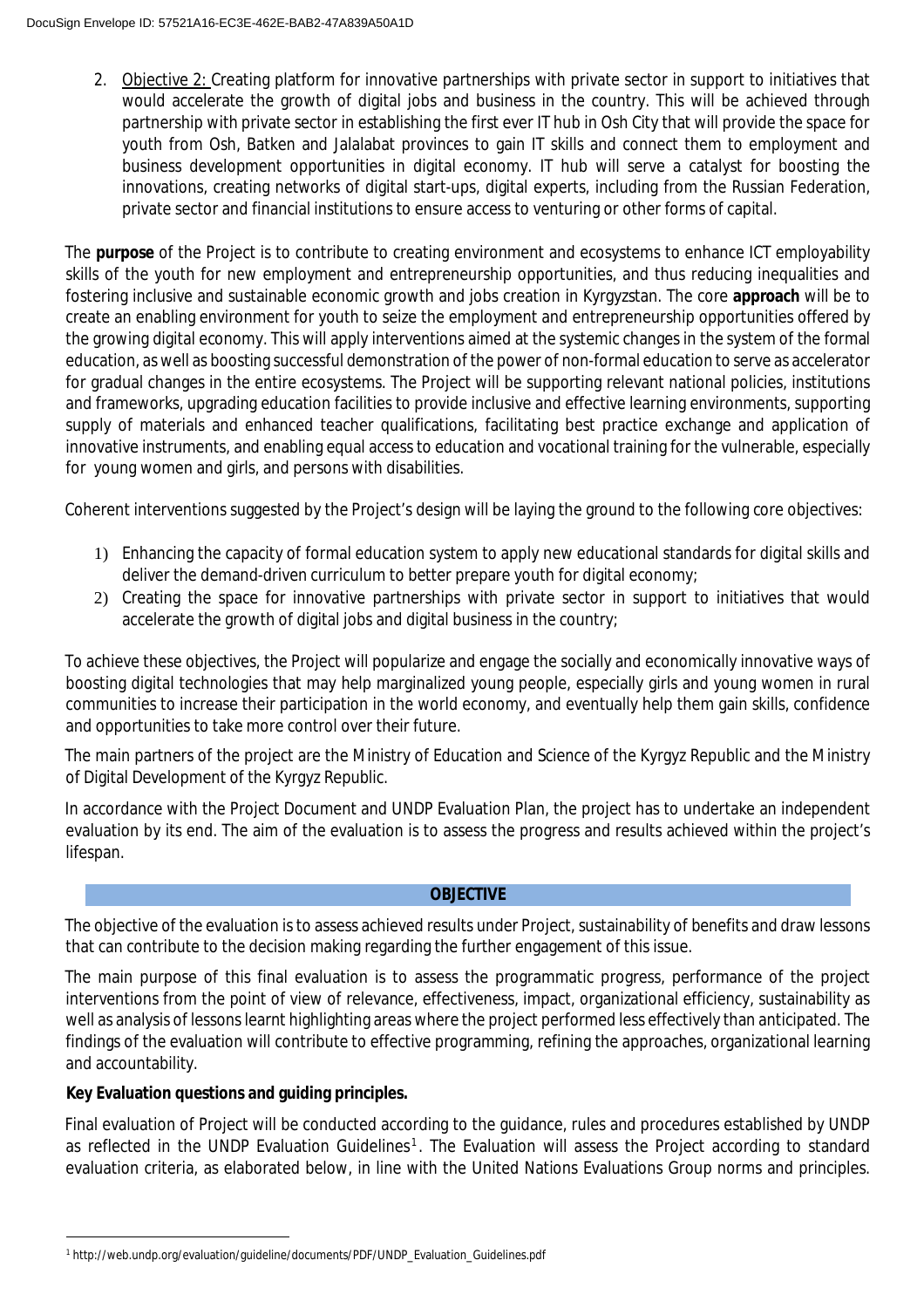2. Objective 2: Creating platform for innovative partnerships with private sector in support to initiatives that would accelerate the growth of digital jobs and business in the country. This will be achieved through partnership with private sector in establishing the first ever IT hub in Osh City that will provide the space for youth from Osh, Batken and Jalalabat provinces to gain IT skills and connect them to employment and business development opportunities in digital economy. IT hub will serve a catalyst for boosting the innovations, creating networks of digital start-ups, digital experts, including from the Russian Federation, private sector and financial institutions to ensure access to venturing or other forms of capital.

The **purpose** of the Project is to contribute to creating environment and ecosystems to enhance ICT employability skills of the youth for new employment and entrepreneurship opportunities, and thus reducing inequalities and fostering inclusive and sustainable economic growth and jobs creation in Kyrgyzstan. The core **approach** will be to create an enabling environment for youth to seize the employment and entrepreneurship opportunities offered by the growing digital economy. This will apply interventions aimed at the systemic changes in the system of the formal education, as well as boosting successful demonstration of the power of non-formal education to serve as accelerator for gradual changes in the entire ecosystems. The Project will be supporting relevant national policies, institutions and frameworks, upgrading education facilities to provide inclusive and effective learning environments, supporting supply of materials and enhanced teacher qualifications, facilitating best practice exchange and application of innovative instruments, and enabling equal access to education and vocational training for the vulnerable, especially for young women and girls, and persons with disabilities.

Coherent interventions suggested by the Project's design will be laying the ground to the following core objectives:

1) Enhancing the capacity of formal education system to apply new educational standards for digital skills and deliver the demand-driven curriculum to better prepare youth for digital economy;
2) Creating the space for innovative partnerships with private sector in support to initiatives that would accelerate the growth of digital jobs and digital business in the country;

To achieve these objectives, the Project will popularize and engage the socially and economically innovative ways of boosting digital technologies that may help marginalized young people, especially girls and young women in rural communities to increase their participation in the world economy, and eventually help them gain skills, confidence and opportunities to take more control over their future.

The main partners of the project are the Ministry of Education and Science of the Kyrgyz Republic and the Ministry of Digital Development of the Kyrgyz Republic.

In accordance with the Project Document and UNDP Evaluation Plan, the project has to undertake an independent evaluation by its end. The aim of the evaluation is to assess the progress and results achieved within the project's lifespan.

## OBJECTIVE

The objective of the evaluation is to assess achieved results under Project, sustainability of benefits and draw lessons that can contribute to the decision making regarding the further engagement of this issue.

The main purpose of this final evaluation is to assess the programmatic progress, performance of the project interventions from the point of view of relevance, effectiveness, impact, organizational efficiency, sustainability as well as analysis of lessons learnt highlighting areas where the project performed less effectively than anticipated. The findings of the evaluation will contribute to effective programming, refining the approaches, organizational learning and accountability.

**Key Evaluation questions and guiding principles.**

Final evaluation of Project will be conducted according to the guidance, rules and procedures established by UNDP as reflected in the UNDP Evaluation Guidelines[1]. The Evaluation will assess the Project according to standard evaluation criteria, as elaborated below, in line with the United Nations Evaluations Group norms and principles.

[1] http://web.undp.org/evaluation/guideline/documents/PDF/UNDP_Evaluation_Guidelines.pdf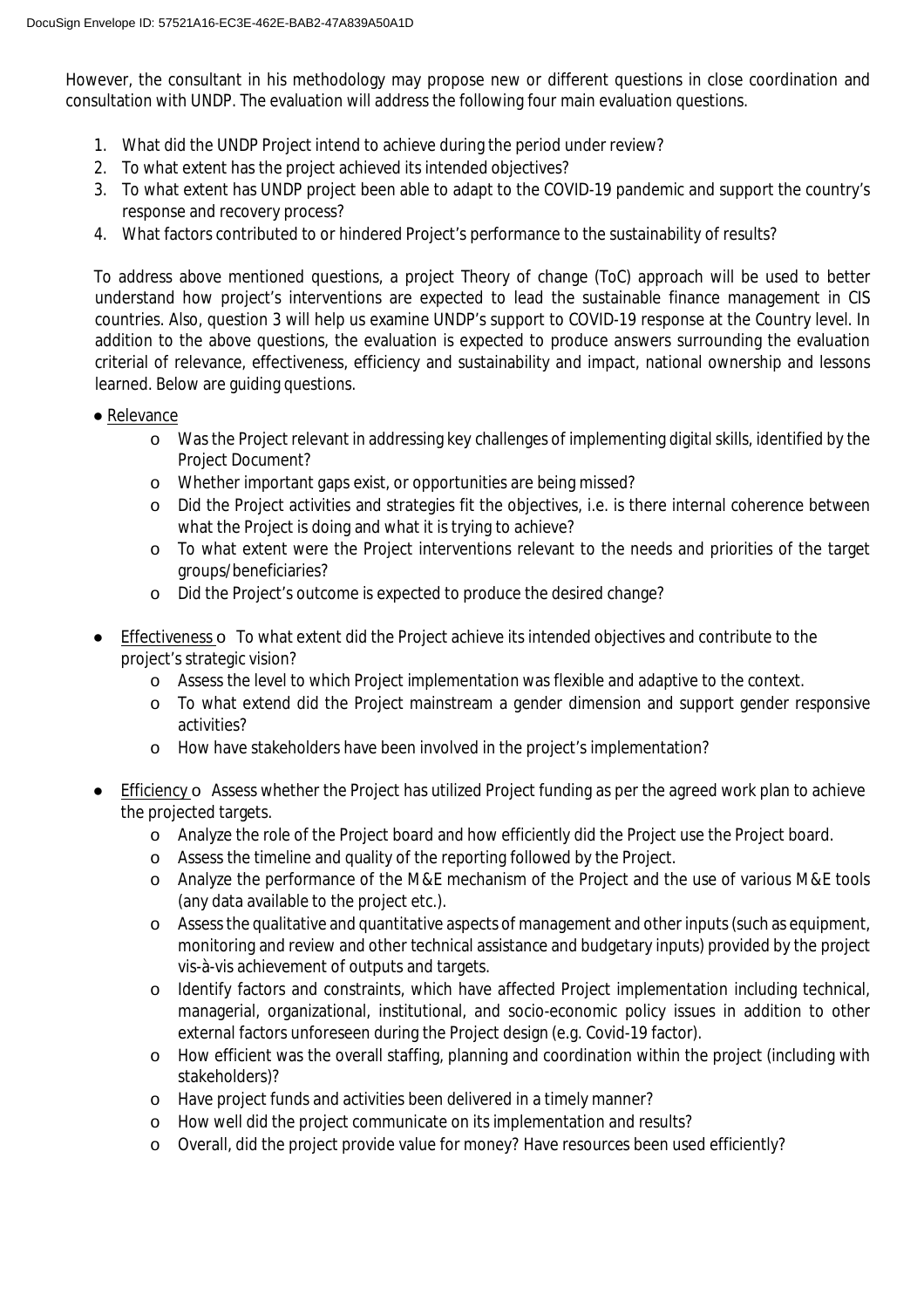However, the consultant in his methodology may propose new or different questions in close coordination and consultation with UNDP. The evaluation will address the following four main evaluation questions.

1. What did the UNDP Project intend to achieve during the period under review?
2. To what extent has the project achieved its intended objectives?
3. To what extent has UNDP project been able to adapt to the COVID-19 pandemic and support the country's response and recovery process?
4. What factors contributed to or hindered Project's performance to the sustainability of results?

To address above mentioned questions, a project Theory of change (ToC) approach will be used to better understand how project's interventions are expected to lead the sustainable finance management in CIS countries. Also, question 3 will help us examine UNDP's support to COVID-19 response at the Country level. In addition to the above questions, the evaluation is expected to produce answers surrounding the evaluation criterial of relevance, effectiveness, efficiency and sustainability and impact, national ownership and lessons learned. Below are guiding questions.

- Relevance
  - Was the Project relevant in addressing key challenges of implementing digital skills, identified by the Project Document?
  - Whether important gaps exist, or opportunities are being missed?
  - Did the Project activities and strategies fit the objectives, i.e. is there internal coherence between what the Project is doing and what it is trying to achieve?
  - To what extent were the Project interventions relevant to the needs and priorities of the target groups/beneficiaries?
  - Did the Project's outcome is expected to produce the desired change?

- Effectiveness
  - To what extent did the Project achieve its intended objectives and contribute to the project's strategic vision?
  - Assess the level to which Project implementation was flexible and adaptive to the context.
  - To what extend did the Project mainstream a gender dimension and support gender responsive activities?
  - How have stakeholders have been involved in the project's implementation?

- Efficiency
  - Assess whether the Project has utilized Project funding as per the agreed work plan to achieve the projected targets.
  - Analyze the role of the Project board and how efficiently did the Project use the Project board.
  - Assess the timeline and quality of the reporting followed by the Project.
  - Analyze the performance of the M&E mechanism of the Project and the use of various M&E tools (any data available to the project etc.).
  - Assess the qualitative and quantitative aspects of management and other inputs (such as equipment, monitoring and review and other technical assistance and budgetary inputs) provided by the project vis-à-vis achievement of outputs and targets.
  - Identify factors and constraints, which have affected Project implementation including technical, managerial, organizational, institutional, and socio-economic policy issues in addition to other external factors unforeseen during the Project design (e.g. Covid-19 factor).
  - How efficient was the overall staffing, planning and coordination within the project (including with stakeholders)?
  - Have project funds and activities been delivered in a timely manner?
  - How well did the project communicate on its implementation and results?
  - Overall, did the project provide value for money? Have resources been used efficiently?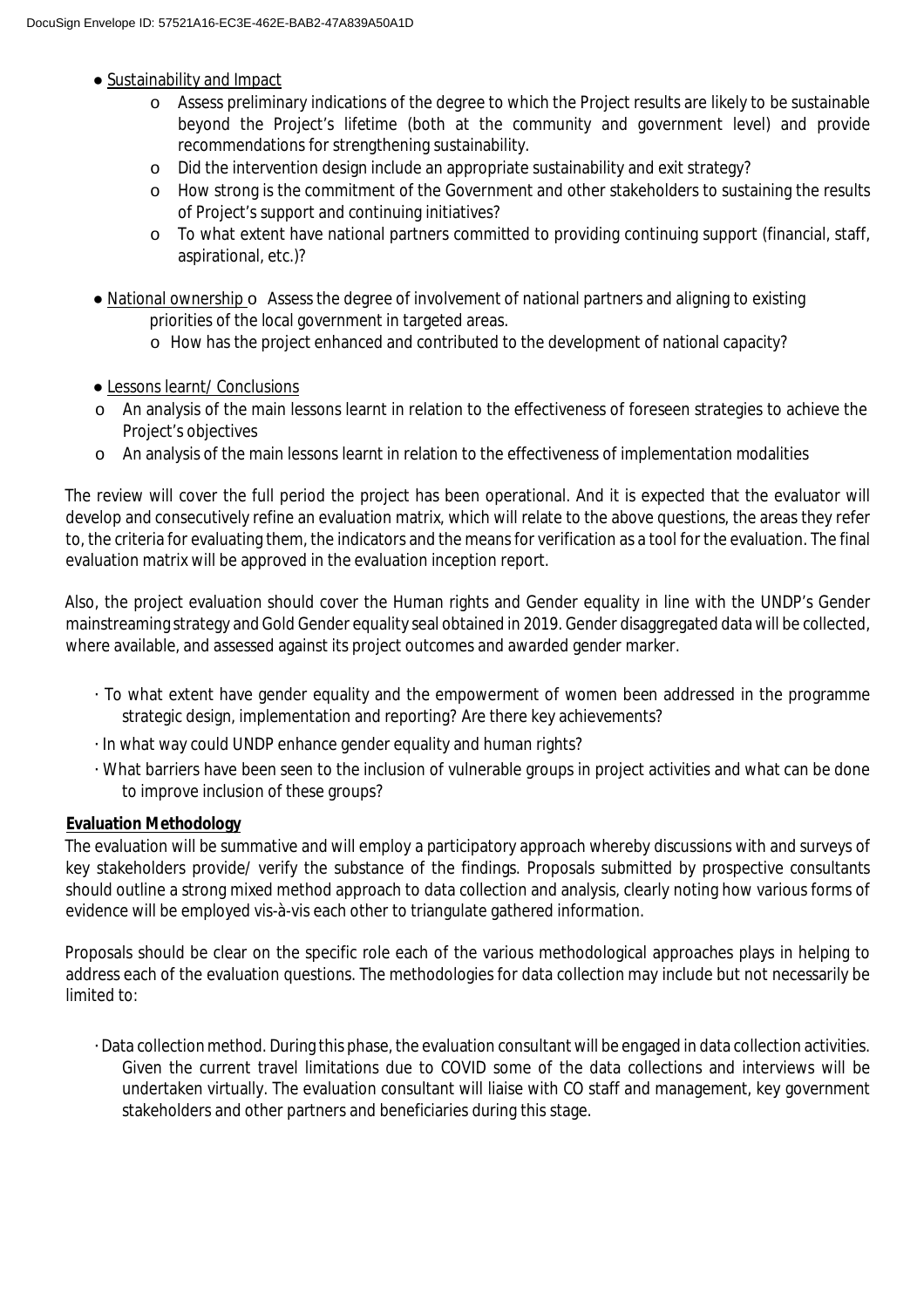- Sustainability and Impact
    - o Assess preliminary indications of the degree to which the Project results are likely to be sustainable beyond the Project's lifetime (both at the community and government level) and provide recommendations for strengthening sustainability.
    - o Did the intervention design include an appropriate sustainability and exit strategy?
    - o How strong is the commitment of the Government and other stakeholders to sustaining the results of Project's support and continuing initiatives?
    - o To what extent have national partners committed to providing continuing support (financial, staff, aspirational, etc.)?

- National ownership o Assess the degree of involvement of national partners and aligning to existing priorities of the local government in targeted areas.
    - o How has the project enhanced and contributed to the development of national capacity?

- Lessons learnt/ Conclusions
    - o An analysis of the main lessons learnt in relation to the effectiveness of foreseen strategies to achieve the Project's objectives
    - o An analysis of the main lessons learnt in relation to the effectiveness of implementation modalities

The review will cover the full period the project has been operational. And it is expected that the evaluator will develop and consecutively refine an evaluation matrix, which will relate to the above questions, the areas they refer to, the criteria for evaluating them, the indicators and the means for verification as a tool for the evaluation. The final evaluation matrix will be approved in the evaluation inception report.

Also, the project evaluation should cover the Human rights and Gender equality in line with the UNDP's Gender mainstreaming strategy and Gold Gender equality seal obtained in 2019. Gender disaggregated data will be collected, where available, and assessed against its project outcomes and awarded gender marker.

- · To what extent have gender equality and the empowerment of women been addressed in the programme strategic design, implementation and reporting? Are there key achievements?
- · In what way could UNDP enhance gender equality and human rights?
- · What barriers have been seen to the inclusion of vulnerable groups in project activities and what can be done to improve inclusion of these groups?

**Evaluation Methodology**

The evaluation will be summative and will employ a participatory approach whereby discussions with and surveys of key stakeholders provide/ verify the substance of the findings. Proposals submitted by prospective consultants should outline a strong mixed method approach to data collection and analysis, clearly noting how various forms of evidence will be employed vis-à-vis each other to triangulate gathered information.

Proposals should be clear on the specific role each of the various methodological approaches plays in helping to address each of the evaluation questions. The methodologies for data collection may include but not necessarily be limited to:

- · Data collection method. During this phase, the evaluation consultant will be engaged in data collection activities. Given the current travel limitations due to COVID some of the data collections and interviews will be undertaken virtually. The evaluation consultant will liaise with CO staff and management, key government stakeholders and other partners and beneficiaries during this stage.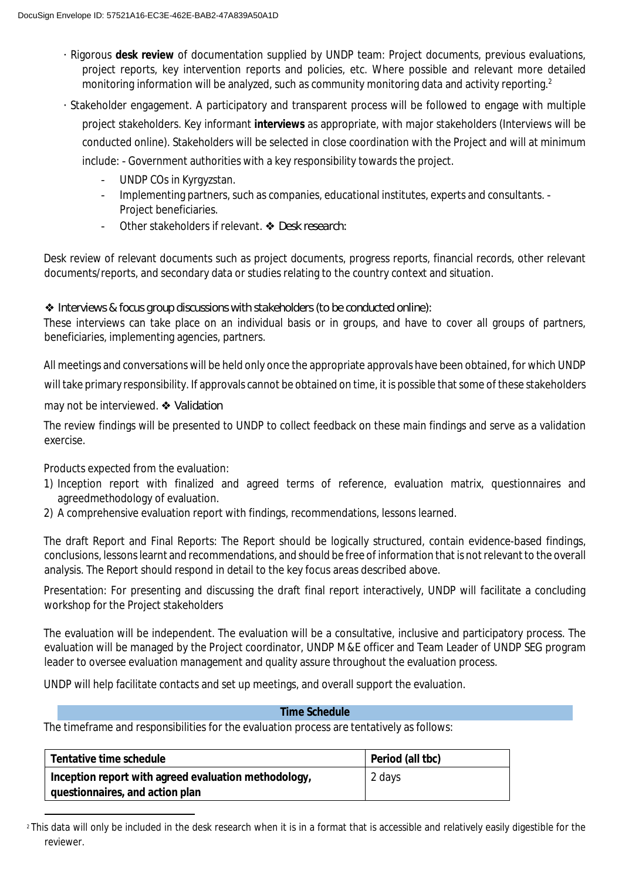- · Rigorous **desk review** of documentation supplied by UNDP team: Project documents, previous evaluations, project reports, key intervention reports and policies, etc. Where possible and relevant more detailed monitoring information will be analyzed, such as community monitoring data and activity reporting.[2]
- · Stakeholder engagement. A participatory and transparent process will be followed to engage with multiple project stakeholders. Key informant **interviews** as appropriate, with major stakeholders (Interviews will be conducted online). Stakeholders will be selected in close coordination with the Project and will at minimum include: - Government authorities with a key responsibility towards the project.
  - UNDP COs in Kyrgyzstan.
  - Implementing partners, such as companies, educational institutes, experts and consultants. - Project beneficiaries.
  - Other stakeholders if relevant. ❖ Desk research:

Desk review of relevant documents such as project documents, progress reports, financial records, other relevant documents/reports, and secondary data or studies relating to the country context and situation.

❖ Interviews & focus group discussions with stakeholders (to be conducted online):

These interviews can take place on an individual basis or in groups, and have to cover all groups of partners, beneficiaries, implementing agencies, partners.

All meetings and conversations will be held only once the appropriate approvals have been obtained, for which UNDP will take primary responsibility. If approvals cannot be obtained on time, it is possible that some of these stakeholders may not be interviewed. ❖ Validation

The review findings will be presented to UNDP to collect feedback on these main findings and serve as a validation exercise.

Products expected from the evaluation:

1) Inception report with finalized and agreed terms of reference, evaluation matrix, questionnaires and agreedmethodology of evaluation.
2) A comprehensive evaluation report with findings, recommendations, lessons learned.

The draft Report and Final Reports: The Report should be logically structured, contain evidence-based findings, conclusions, lessons learnt and recommendations, and should be free of information that is not relevant to the overall analysis. The Report should respond in detail to the key focus areas described above.

Presentation: For presenting and discussing the draft final report interactively, UNDP will facilitate a concluding workshop for the Project stakeholders

The evaluation will be independent. The evaluation will be a consultative, inclusive and participatory process. The evaluation will be managed by the Project coordinator, UNDP M&E officer and Team Leader of UNDP SEG program leader to oversee evaluation management and quality assure throughout the evaluation process.

UNDP will help facilitate contacts and set up meetings, and overall support the evaluation.

## Time Schedule

The timeframe and responsibilities for the evaluation process are tentatively as follows:

| Tentative time schedule | Period (all tbc) |
|---|---|
| **Inception report with agreed evaluation methodology, questionnaires, and action plan** | 2 days |

[2] This data will only be included in the desk research when it is in a format that is accessible and relatively easily digestible for the reviewer.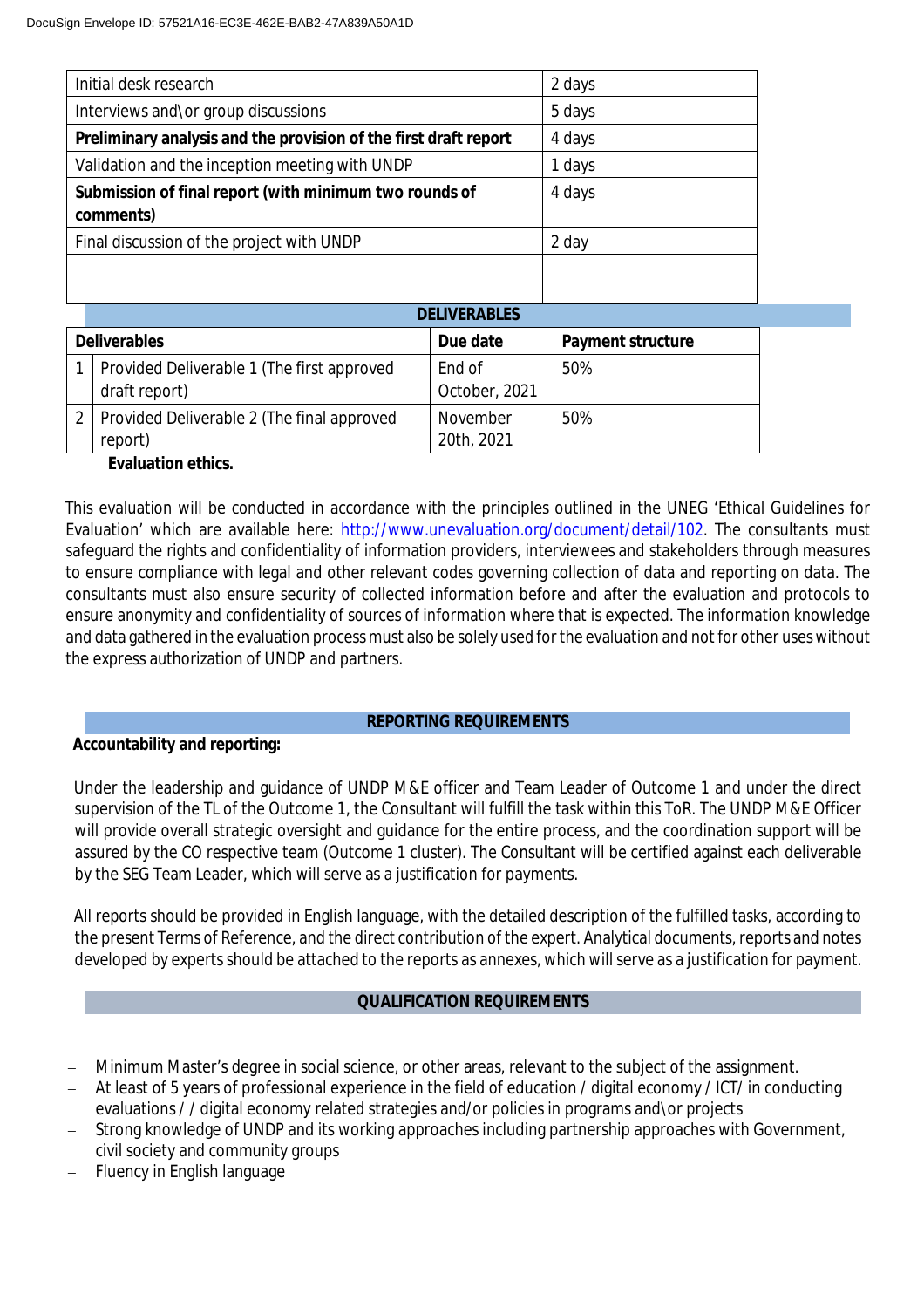| Initial desk research | 2 days |
| --- | --- |
| Interviews and\or group discussions | 5 days |
| **Preliminary analysis and the provision of the first draft report** | 4 days |
| Validation and the inception meeting with UNDP | 1 days |
| **Submission of final report (with minimum two rounds of comments)** | 4 days |
| Final discussion of the project with UNDP | 2 day |
| | |

**DELIVERABLES**

| | Deliverables | Due date | Payment structure |
| --- | --- | --- | --- |
| 1 | Provided Deliverable 1 (The first approved draft report) | End of October, 2021 | 50% |
| 2 | Provided Deliverable 2 (The final approved report) | November 20th, 2021 | 50% |

**Evaluation ethics.**

This evaluation will be conducted in accordance with the principles outlined in the UNEG 'Ethical Guidelines for Evaluation' which are available here: http://www.unevaluation.org/document/detail/102. The consultants must safeguard the rights and confidentiality of information providers, interviewees and stakeholders through measures to ensure compliance with legal and other relevant codes governing collection of data and reporting on data. The consultants must also ensure security of collected information before and after the evaluation and protocols to ensure anonymity and confidentiality of sources of information where that is expected. The information knowledge and data gathered in the evaluation process must also be solely used for the evaluation and not for other uses without the express authorization of UNDP and partners.

## REPORTING REQUIREMENTS

**Accountability and reporting:**

Under the leadership and guidance of UNDP M&E officer and Team Leader of Outcome 1 and under the direct supervision of the TL of the Outcome 1, the Consultant will fulfill the task within this ToR. The UNDP M&E Officer will provide overall strategic oversight and guidance for the entire process, and the coordination support will be assured by the CO respective team (Outcome 1 cluster). The Consultant will be certified against each deliverable by the SEG Team Leader, which will serve as a justification for payments.

All reports should be provided in English language, with the detailed description of the fulfilled tasks, according to the present Terms of Reference, and the direct contribution of the expert. Analytical documents, reports and notes developed by experts should be attached to the reports as annexes, which will serve as a justification for payment.

## QUALIFICATION REQUIREMENTS

- Minimum Master's degree in social science, or other areas, relevant to the subject of the assignment.
- At least of 5 years of professional experience in the field of education / digital economy / ICT/ in conducting evaluations / / digital economy related strategies and/or policies in programs and\or projects
- Strong knowledge of UNDP and its working approaches including partnership approaches with Government, civil society and community groups
- Fluency in English language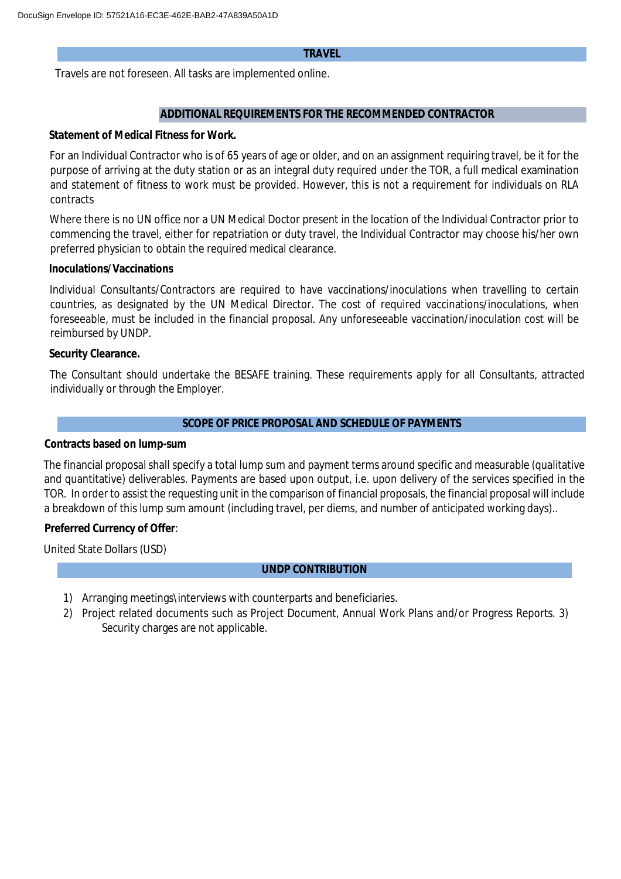## TRAVEL

Travels are not foreseen. All tasks are implemented online.

## ADDITIONAL REQUIREMENTS FOR THE RECOMMENDED CONTRACTOR

**Statement of Medical Fitness for Work.**

For an Individual Contractor who is of 65 years of age or older, and on an assignment requiring travel, be it for the purpose of arriving at the duty station or as an integral duty required under the TOR, a full medical examination and statement of fitness to work must be provided. However, this is not a requirement for individuals on RLA contracts

Where there is no UN office nor a UN Medical Doctor present in the location of the Individual Contractor prior to commencing the travel, either for repatriation or duty travel, the Individual Contractor may choose his/her own preferred physician to obtain the required medical clearance.

**Inoculations/Vaccinations**

Individual Consultants/Contractors are required to have vaccinations/inoculations when travelling to certain countries, as designated by the UN Medical Director. The cost of required vaccinations/inoculations, when foreseeable, must be included in the financial proposal. Any unforeseeable vaccination/inoculation cost will be reimbursed by UNDP.

**Security Clearance.**

The Consultant should undertake the BESAFE training. These requirements apply for all Consultants, attracted individually or through the Employer.

## SCOPE OF PRICE PROPOSAL AND SCHEDULE OF PAYMENTS

**Contracts based on lump-sum**

The financial proposal shall specify a total lump sum and payment terms around specific and measurable (qualitative and quantitative) deliverables. Payments are based upon output, i.e. upon delivery of the services specified in the TOR. In order to assist the requesting unit in the comparison of financial proposals, the financial proposal will include a breakdown of this lump sum amount (including travel, per diems, and number of anticipated working days)..

**Preferred Currency of Offer**:

United State Dollars (USD)

## UNDP CONTRIBUTION

1) Arranging meetings\interviews with counterparts and beneficiaries.
2) Project related documents such as Project Document, Annual Work Plans and/or Progress Reports. 3) Security charges are not applicable.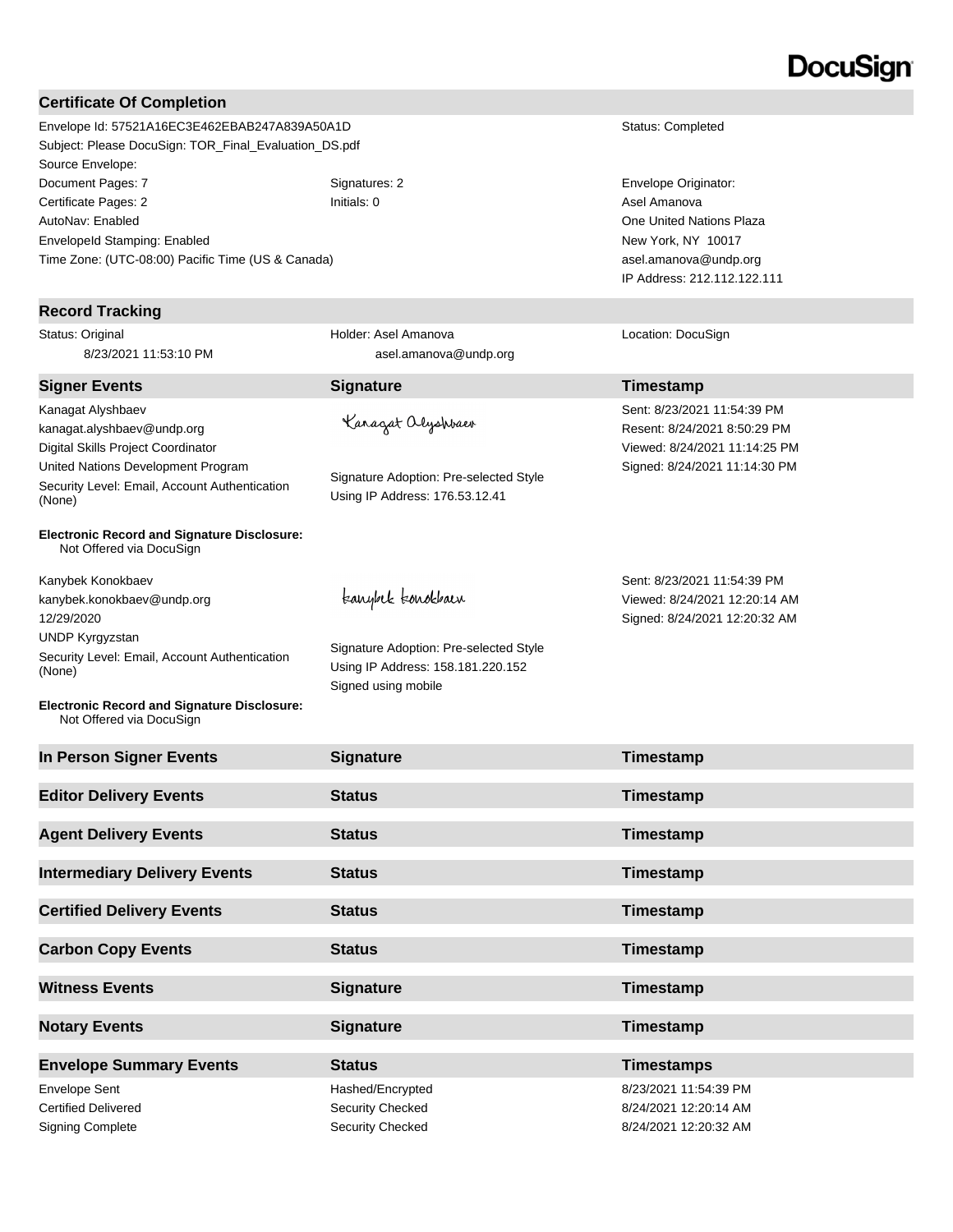DocuSign

## Certificate Of Completion

Envelope Id: 57521A16EC3E462EBAB247A839A50A1D

Status: Completed

Subject: Please DocuSign: TOR_Final_Evaluation_DS.pdf

Source Envelope:

Document Pages: 7

Signatures: 2

Certificate Pages: 2

Initials: 0

AutoNav: Enabled

EnvelopeId Stamping: Enabled

Time Zone: (UTC-08:00) Pacific Time (US & Canada)

Envelope Originator:
Asel Amanova
One United Nations Plaza
New York, NY 10017
asel.amanova@undp.org
IP Address: 212.112.122.111

## Record Tracking

| Status: Original<br>8/23/2021 11:53:10 PM | Holder: Asel Amanova<br>asel.amanova@undp.org | Location: DocuSign |
|---|---|---|

## Signer Events

| Signer Events | Signature | Timestamp |
|---|---|---|
| Kanagat Alyshbaev<br>kanagat.alyshbaev@undp.org<br>Digital Skills Project Coordinator<br>United Nations Development Program<br>Security Level: Email, Account Authentication (None)<br><br>**Electronic Record and Signature Disclosure:**<br>Not Offered via DocuSign | Kanagat Alyshbaev<br><br>Signature Adoption: Pre-selected Style<br>Using IP Address: 176.53.12.41 | Sent: 8/23/2021 11:54:39 PM<br>Resent: 8/24/2021 8:50:29 PM<br>Viewed: 8/24/2021 11:14:25 PM<br>Signed: 8/24/2021 11:14:30 PM |
| Kanybek Konokbaev<br>kanybek.konokbaev@undp.org<br>12/29/2020<br>UNDP Kyrgyzstan<br>Security Level: Email, Account Authentication (None)<br><br>**Electronic Record and Signature Disclosure:**<br>Not Offered via DocuSign | kanybek konokbaev<br><br>Signature Adoption: Pre-selected Style<br>Using IP Address: 158.181.220.152<br>Signed using mobile | Sent: 8/23/2021 11:54:39 PM<br>Viewed: 8/24/2021 12:20:14 AM<br>Signed: 8/24/2021 12:20:32 AM |

| In Person Signer Events | Signature | Timestamp |
|---|---|---|

| Editor Delivery Events | Status | Timestamp |
|---|---|---|

| Agent Delivery Events | Status | Timestamp |
|---|---|---|

| Intermediary Delivery Events | Status | Timestamp |
|---|---|---|

| Certified Delivery Events | Status | Timestamp |
|---|---|---|

| Carbon Copy Events | Status | Timestamp |
|---|---|---|

| Witness Events | Signature | Timestamp |
|---|---|---|

| Notary Events | Signature | Timestamp |
|---|---|---|

| Envelope Summary Events | Status | Timestamps |
|---|---|---|
| Envelope Sent | Hashed/Encrypted | 8/23/2021 11:54:39 PM |
| Certified Delivered | Security Checked | 8/24/2021 12:20:14 AM |
| Signing Complete | Security Checked | 8/24/2021 12:20:32 AM |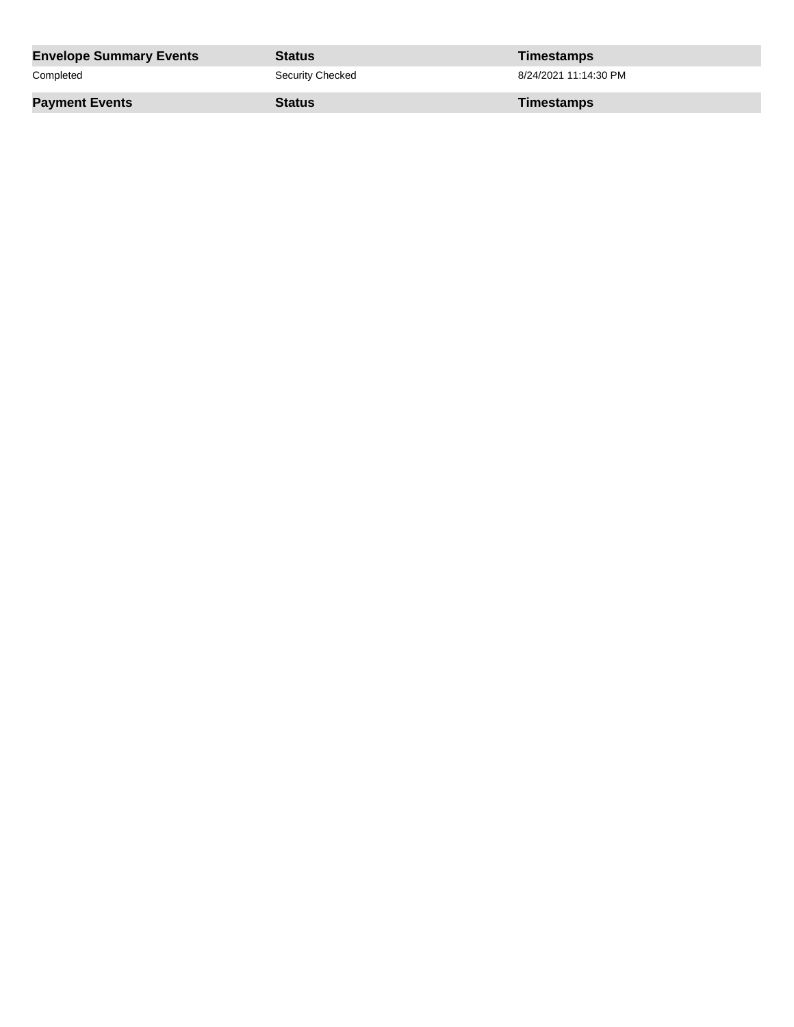| Envelope Summary Events | Status | Timestamps |
| --- | --- | --- |
| Completed | Security Checked | 8/24/2021 11:14:30 PM |

| Payment Events | Status | Timestamps |
| --- | --- | --- |